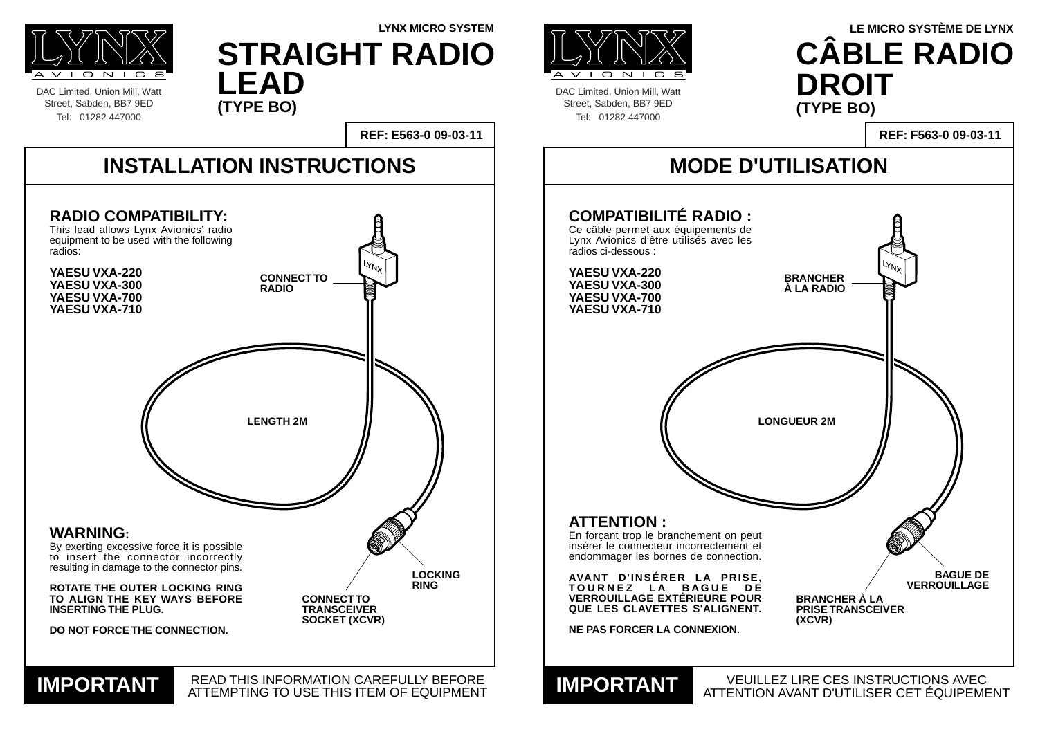LYNX AVIONICS

DAC Limited, Union Mill, Watt Street, Sabden, BB7 9ED
Tel: 01282 447000

**LYNX MICRO SYSTEM**

# STRAIGHT RADIO LEAD
**(TYPE BO)**

**REF: E563-0 09-03-11**

## INSTALLATION INSTRUCTIONS

### RADIO COMPATIBILITY:

This lead allows Lynx Avionics' radio equipment to be used with the following radios:

**YAESU VXA-220**
**YAESU VXA-300**
**YAESU VXA-700**
**YAESU VXA-710**

**CONNECT TO RADIO**

**LENGTH 2M**

**LOCKING RING**

**CONNECT TO TRANSCEIVER SOCKET (XCVR)**

### WARNING:

By exerting excessive force it is possible to insert the connector incorrectly resulting in damage to the connector pins.

**ROTATE THE OUTER LOCKING RING TO ALIGN THE KEY WAYS BEFORE INSERTING THE PLUG.**

**DO NOT FORCE THE CONNECTION.**

**IMPORTANT** READ THIS INFORMATION CAREFULLY BEFORE ATTEMPTING TO USE THIS ITEM OF EQUIPMENT

---

LYNX AVIONICS

DAC Limited, Union Mill, Watt Street, Sabden, BB7 9ED
Tel: 01282 447000

**LE MICRO SYSTÈME DE LYNX**

# CÂBLE RADIO DROIT
**(TYPE BO)**

**REF: F563-0 09-03-11**

## MODE D'UTILISATION

### COMPATIBILITÉ RADIO :

Ce câble permet aux équipements de Lynx Avionics d'être utilisés avec les radios ci-dessous :

**YAESU VXA-220**
**YAESU VXA-300**
**YAESU VXA-700**
**YAESU VXA-710**

**BRANCHER À LA RADIO**

**LONGUEUR 2M**

**BAGUE DE VERROUILLAGE**

**BRANCHER À LA PRISE TRANSCEIVER (XCVR)**

### ATTENTION :

En forçant trop le branchement on peut insérer le connecteur incorrectement et endommager les bornes de connection.

**AVANT D'INSÉRER LA PRISE, TOURNEZ LA BAGUE DE VERROUILLAGE EXTÉRIEURE POUR QUE LES CLAVETTES S'ALIGNENT.**

**NE PAS FORCER LA CONNEXION.**

**IMPORTANT** VEUILLEZ LIRE CES INSTRUCTIONS AVEC ATTENTION AVANT D'UTILISER CET ÉQUIPEMENT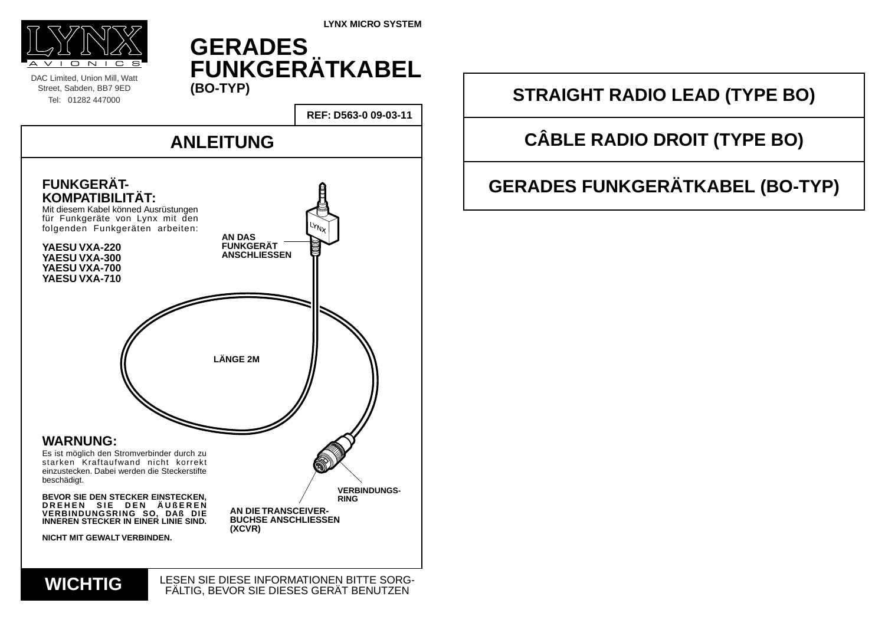LYNX AVIONICS

DAC Limited, Union Mill, Watt Street, Sabden, BB7 9ED
Tel: 01282 447000

LYNX MICRO SYSTEM

# GERADES FUNKGERÄTKABEL

**(BO-TYP)**

**REF: D563-0 09-03-11**

## ANLEITUNG

### FUNKGERÄT-KOMPATIBILITÄT:

Mit diesem Kabel könned Ausrüstungen für Funkgeräte von Lynx mit den folgenden Funkgeräten arbeiten:

**YAESU VXA-220**
**YAESU VXA-300**
**YAESU VXA-700**
**YAESU VXA-710**

AN DAS FUNKGERÄT ANSCHLIESSEN

LÄNGE 2M

VERBINDUNGS-RING

AN DIE TRANSCEIVER-BUCHSE ANSCHLIESSEN (XCVR)

### WARNUNG:

Es ist möglich den Stromverbinder durch zu starken Kraftaufwand nicht korrekt einzustecken. Dabei werden die Steckerstifte beschädigt.

**BEVOR SIE DEN STECKER EINSTECKEN, DREHEN SIE DEN ÄUßEREN VERBINDUNGSRING SO, DAß DIE INNEREN STECKER IN EINER LINIE SIND.**

**NICHT MIT GEWALT VERBINDEN.**

**WICHTIG** LESEN SIE DIESE INFORMATIONEN BITTE SORGFÄLTIG, BEVOR SIE DIESES GERÄT BENUTZEN

| |
|---|
| **STRAIGHT RADIO LEAD (TYPE BO)** |
| **CÂBLE RADIO DROIT (TYPE BO)** |
| **GERADES FUNKGERÄTKABEL (BO-TYP)** |